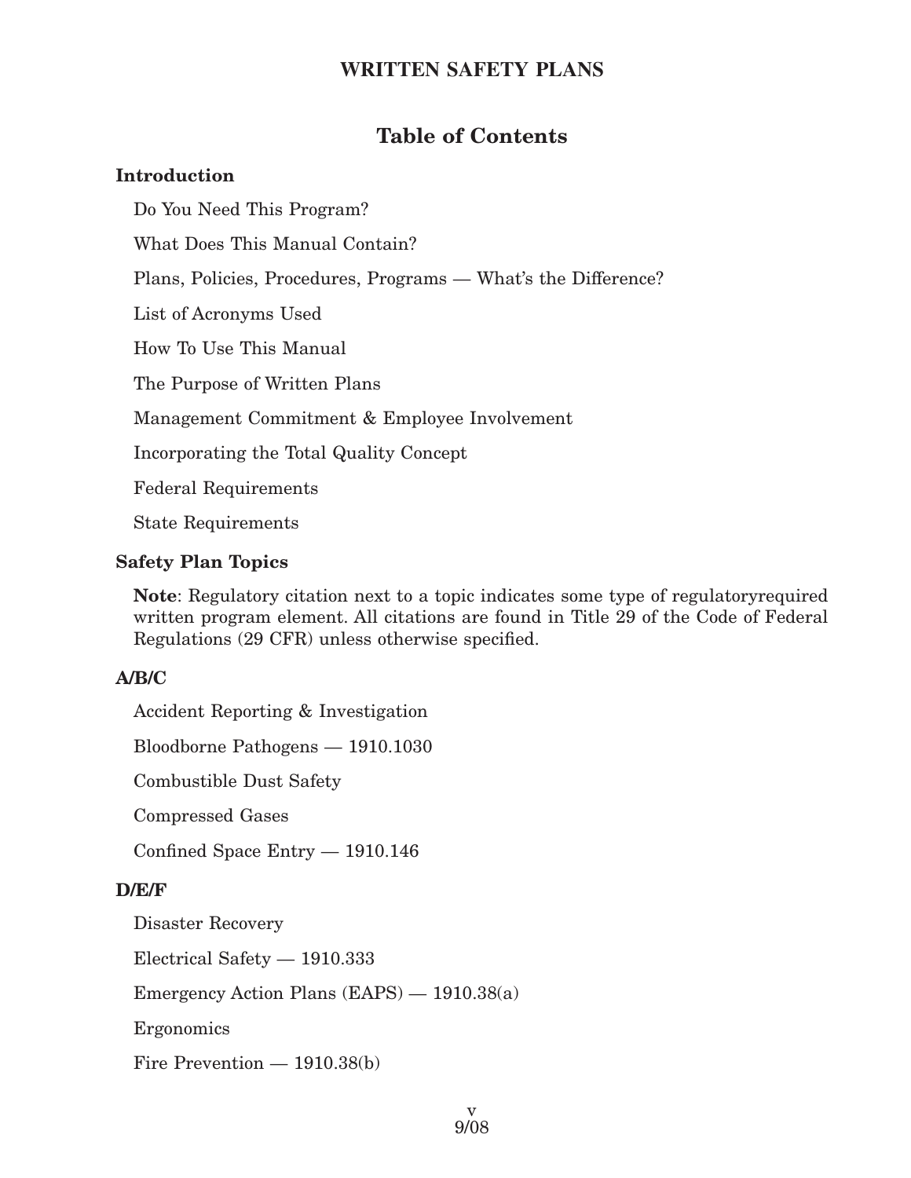# WRITTEN SAFETY PLANS

## Table of Contents

### Introduction

Do You Need This Program?

What Does This Manual Contain?

Plans, Policies, Procedures, Programs — What's the Difference?

List of Acronyms Used

How To Use This Manual

The Purpose of Written Plans

Management Commitment & Employee Involvement

Incorporating the Total Quality Concept

Federal Requirements

State Requirements

### Safety Plan Topics

**Note**: Regulatory citation next to a topic indicates some type of regulatoryrequired written program element. All citations are found in Title 29 of the Code of Federal Regulations (29 CFR) unless otherwise specified.

### A/B/C

Accident Reporting & Investigation

Bloodborne Pathogens — 1910.1030

Combustible Dust Safety

Compressed Gases

Confined Space Entry — 1910.146

### D/E/F

Disaster Recovery

Electrical Safety — 1910.333

Emergency Action Plans (EAPS) — 1910.38(a)

Ergonomics

Fire Prevention — 1910.38(b)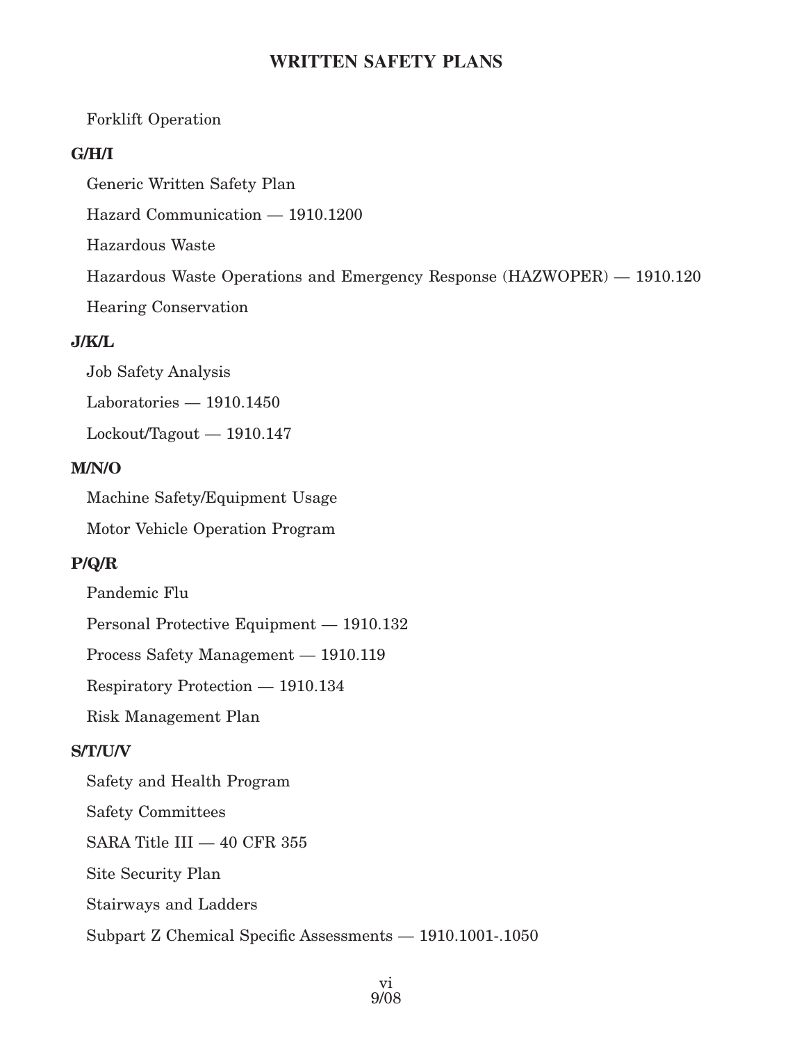Forklift Operation

**G/H/I**

Generic Written Safety Plan

Hazard Communication — 1910.1200

Hazardous Waste

Hazardous Waste Operations and Emergency Response (HAZWOPER) — 1910.120

Hearing Conservation

**J/K/L**

Job Safety Analysis

Laboratories — 1910.1450

Lockout/Tagout — 1910.147

**M/N/O**

Machine Safety/Equipment Usage

Motor Vehicle Operation Program

**P/Q/R**

Pandemic Flu

Personal Protective Equipment — 1910.132

Process Safety Management — 1910.119

Respiratory Protection — 1910.134

Risk Management Plan

**S/T/U/V**

Safety and Health Program

Safety Committees

SARA Title III — 40 CFR 355

Site Security Plan

Stairways and Ladders

Subpart Z Chemical Specific Assessments — 1910.1001-.1050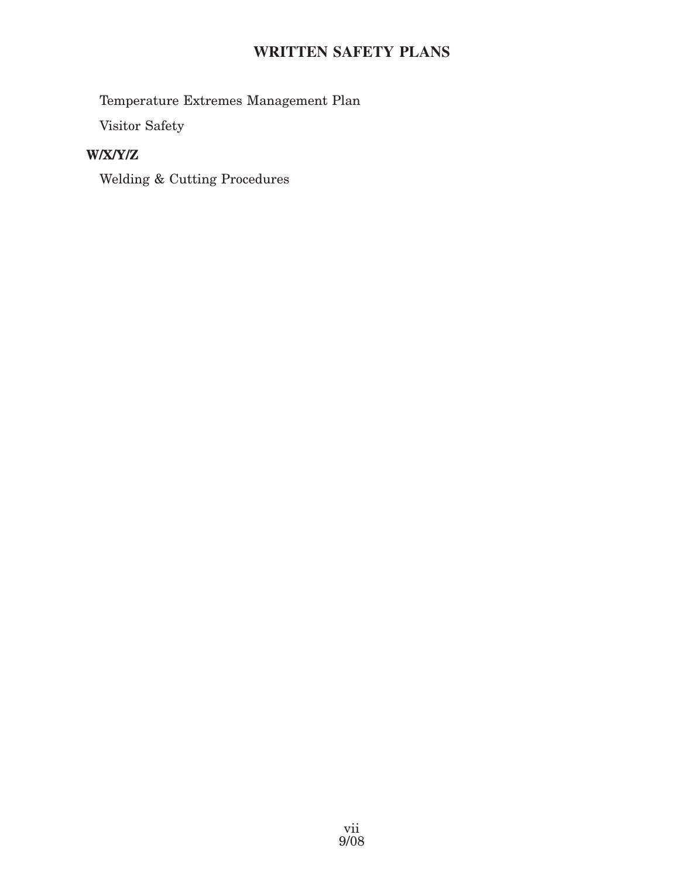Temperature Extremes Management Plan

Visitor Safety

**W/X/Y/Z**

Welding & Cutting Procedures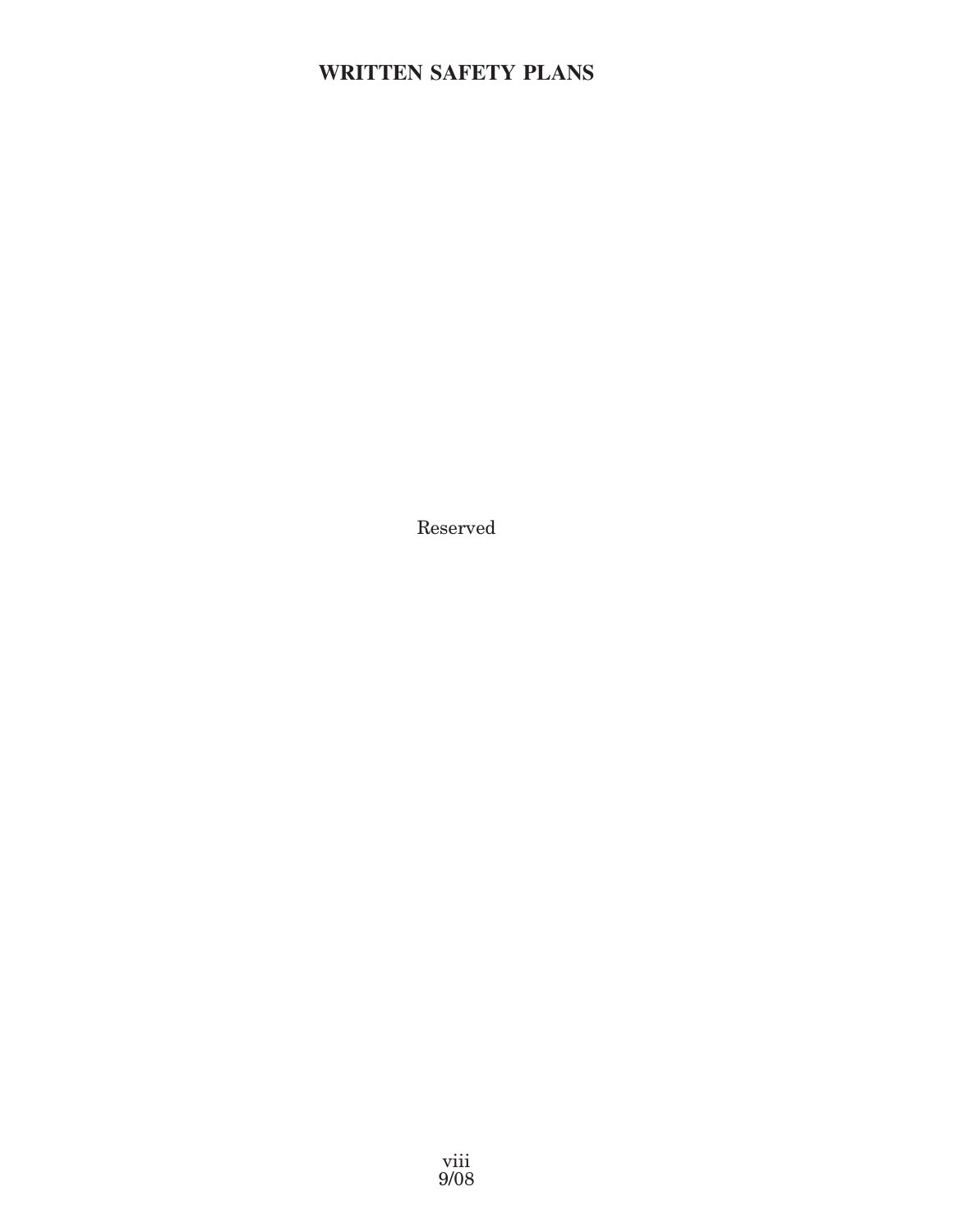Reserved